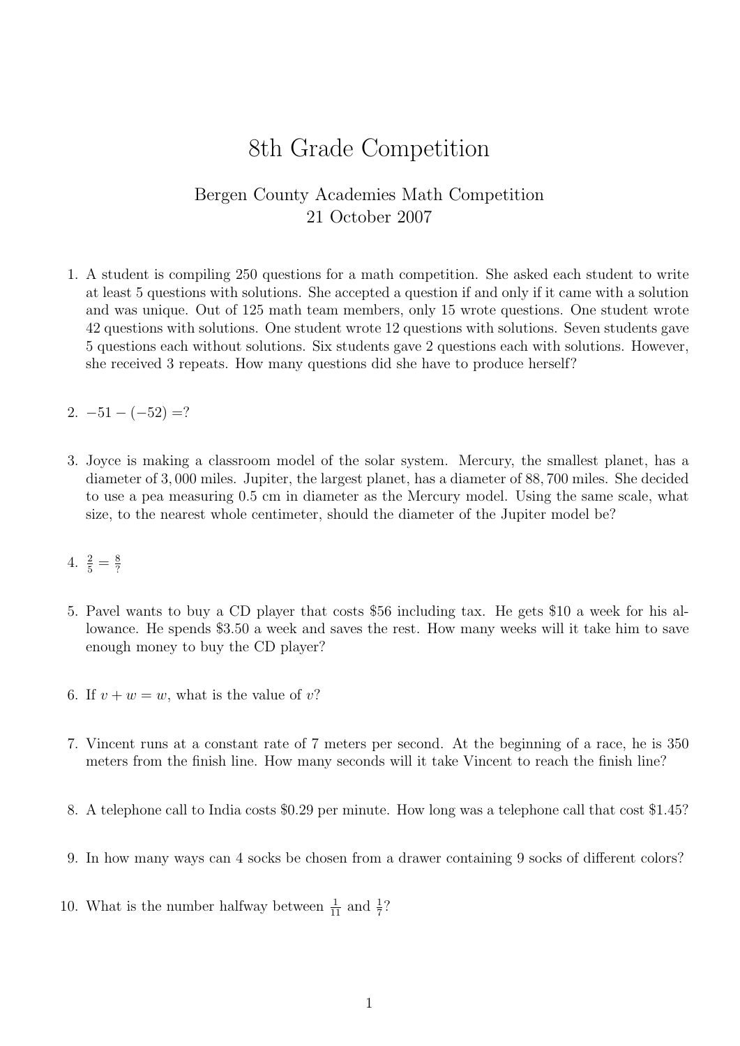# 8th Grade Competition

Bergen County Academies Math Competition
21 October 2007

1. A student is compiling 250 questions for a math competition. She asked each student to write at least 5 questions with solutions. She accepted a question if and only if it came with a solution and was unique. Out of 125 math team members, only 15 wrote questions. One student wrote 42 questions with solutions. One student wrote 12 questions with solutions. Seven students gave 5 questions each without solutions. Six students gave 2 questions each with solutions. However, she received 3 repeats. How many questions did she have to produce herself?

2. $-51 - (-52) = ?$

3. Joyce is making a classroom model of the solar system. Mercury, the smallest planet, has a diameter of 3,000 miles. Jupiter, the largest planet, has a diameter of 88,700 miles. She decided to use a pea measuring 0.5 cm in diameter as the Mercury model. Using the same scale, what size, to the nearest whole centimeter, should the diameter of the Jupiter model be?

4. $\frac{2}{5} = \frac{8}{?}$

5. Pavel wants to buy a CD player that costs \$56 including tax. He gets \$10 a week for his allowance. He spends \$3.50 a week and saves the rest. How many weeks will it take him to save enough money to buy the CD player?

6. If $v + w = w$, what is the value of $v$?

7. Vincent runs at a constant rate of 7 meters per second. At the beginning of a race, he is 350 meters from the finish line. How many seconds will it take Vincent to reach the finish line?

8. A telephone call to India costs \$0.29 per minute. How long was a telephone call that cost \$1.45?

9. In how many ways can 4 socks be chosen from a drawer containing 9 socks of different colors?

10. What is the number halfway between $\frac{1}{11}$ and $\frac{1}{7}$?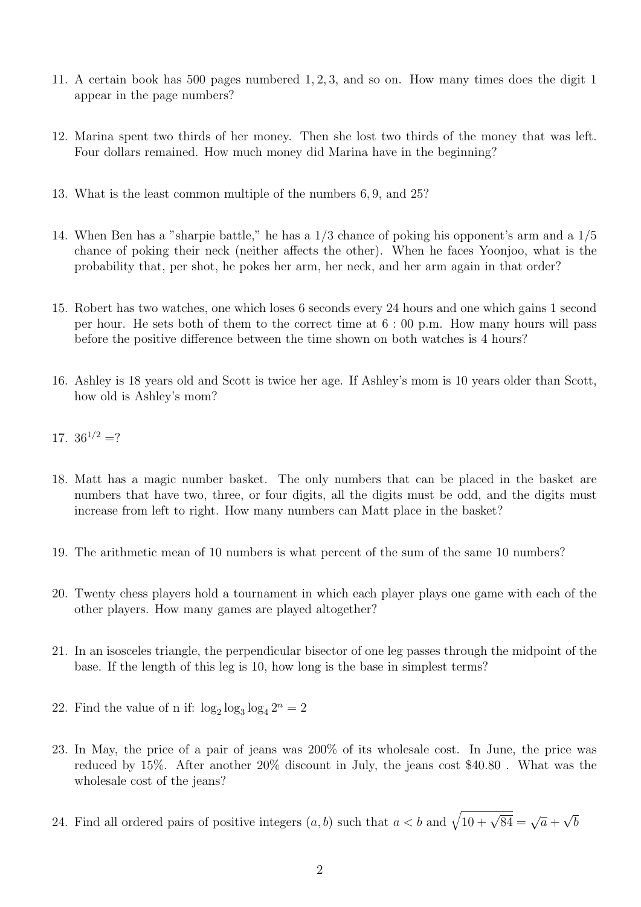11. A certain book has 500 pages numbered $1, 2, 3$, and so on. How many times does the digit 1 appear in the page numbers?

12. Marina spent two thirds of her money. Then she lost two thirds of the money that was left. Four dollars remained. How much money did Marina have in the beginning?

13. What is the least common multiple of the numbers $6, 9$, and $25$?

14. When Ben has a "sharpie battle," he has a $1/3$ chance of poking his opponent's arm and a $1/5$ chance of poking their neck (neither affects the other). When he faces Yoonjoo, what is the probability that, per shot, he pokes her arm, her neck, and her arm again in that order?

15. Robert has two watches, one which loses 6 seconds every 24 hours and one which gains 1 second per hour. He sets both of them to the correct time at $6:00$ p.m. How many hours will pass before the positive difference between the time shown on both watches is 4 hours?

16. Ashley is 18 years old and Scott is twice her age. If Ashley's mom is 10 years older than Scott, how old is Ashley's mom?

17. $36^{1/2} = ?$

18. Matt has a magic number basket. The only numbers that can be placed in the basket are numbers that have two, three, or four digits, all the digits must be odd, and the digits must increase from left to right. How many numbers can Matt place in the basket?

19. The arithmetic mean of 10 numbers is what percent of the sum of the same 10 numbers?

20. Twenty chess players hold a tournament in which each player plays one game with each of the other players. How many games are played altogether?

21. In an isosceles triangle, the perpendicular bisector of one leg passes through the midpoint of the base. If the length of this leg is 10, how long is the base in simplest terms?

22. Find the value of n if: $\log_2 \log_3 \log_4 2^n = 2$

23. In May, the price of a pair of jeans was 200% of its wholesale cost. In June, the price was reduced by 15%. After another 20% discount in July, the jeans cost \$40.80 . What was the wholesale cost of the jeans?

24. Find all ordered pairs of positive integers $(a, b)$ such that $a < b$ and $\sqrt{10 + \sqrt{84}} = \sqrt{a} + \sqrt{b}$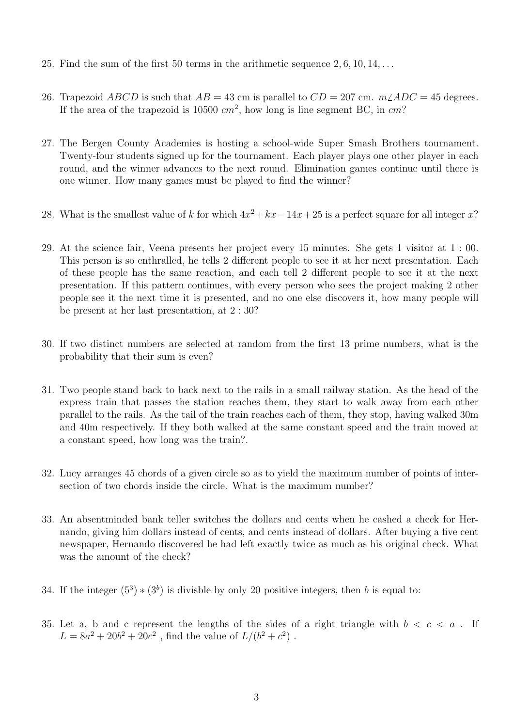25. Find the sum of the first 50 terms in the arithmetic sequence $2, 6, 10, 14, \ldots$

26. Trapezoid $ABCD$ is such that $AB = 43$ cm is parallel to $CD = 207$ cm. $m\angle ADC = 45$ degrees. If the area of the trapezoid is 10500 $cm^2$, how long is line segment BC, in $cm$?

27. The Bergen County Academies is hosting a school-wide Super Smash Brothers tournament. Twenty-four students signed up for the tournament. Each player plays one other player in each round, and the winner advances to the next round. Elimination games continue until there is one winner. How many games must be played to find the winner?

28. What is the smallest value of $k$ for which $4x^2 + kx - 14x + 25$ is a perfect square for all integer $x$?

29. At the science fair, Veena presents her project every 15 minutes. She gets 1 visitor at $1:00$. This person is so enthralled, he tells 2 different people to see it at her next presentation. Each of these people has the same reaction, and each tell 2 different people to see it at the next presentation. If this pattern continues, with every person who sees the project making 2 other people see it the next time it is presented, and no one else discovers it, how many people will be present at her last presentation, at $2:30$?

30. If two distinct numbers are selected at random from the first 13 prime numbers, what is the probability that their sum is even?

31. Two people stand back to back next to the rails in a small railway station. As the head of the express train that passes the station reaches them, they start to walk away from each other parallel to the rails. As the tail of the train reaches each of them, they stop, having walked 30m and 40m respectively. If they both walked at the same constant speed and the train moved at a constant speed, how long was the train?.

32. Lucy arranges 45 chords of a given circle so as to yield the maximum number of points of intersection of two chords inside the circle. What is the maximum number?

33. An absentminded bank teller switches the dollars and cents when he cashed a check for Hernando, giving him dollars instead of cents, and cents instead of dollars. After buying a five cent newspaper, Hernando discovered he had left exactly twice as much as his original check. What was the amount of the check?

34. If the integer $(5^3) * (3^b)$ is divisble by only 20 positive integers, then $b$ is equal to:

35. Let a, b and c represent the lengths of the sides of a right triangle with $b < c < a$. If $L = 8a^2 + 20b^2 + 20c^2$, find the value of $L/(b^2 + c^2)$.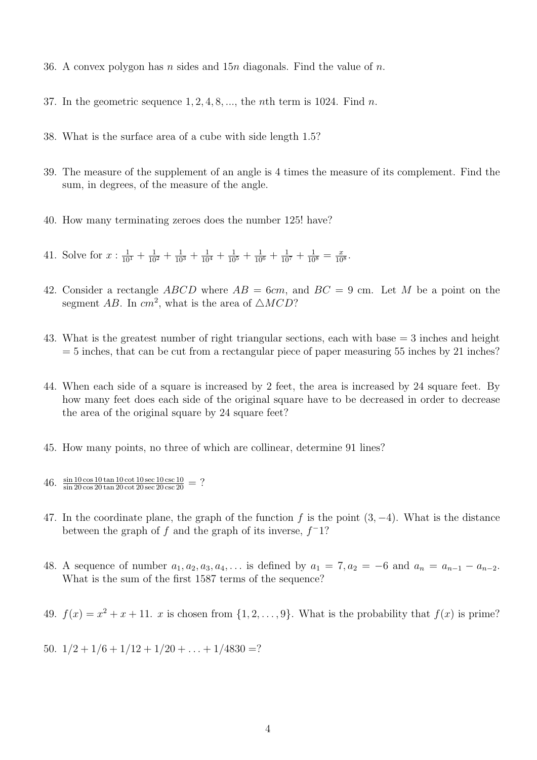36. A convex polygon has $n$ sides and $15n$ diagonals. Find the value of $n$.

37. In the geometric sequence $1, 2, 4, 8, ...$, the $n$th term is 1024. Find $n$.

38. What is the surface area of a cube with side length 1.5?

39. The measure of the supplement of an angle is 4 times the measure of its complement. Find the sum, in degrees, of the measure of the angle.

40. How many terminating zeroes does the number 125! have?

41. Solve for $x$ : $\frac{1}{10^1} + \frac{1}{10^2} + \frac{1}{10^3} + \frac{1}{10^4} + \frac{1}{10^5} + \frac{1}{10^6} + \frac{1}{10^7} + \frac{1}{10^8} = \frac{x}{10^8}$.

42. Consider a rectangle $ABCD$ where $AB = 6cm$, and $BC = 9$ cm. Let $M$ be a point on the segment $AB$. In $cm^2$, what is the area of $\triangle MCD$?

43. What is the greatest number of right triangular sections, each with base = 3 inches and height = 5 inches, that can be cut from a rectangular piece of paper measuring 55 inches by 21 inches?

44. When each side of a square is increased by 2 feet, the area is increased by 24 square feet. By how many feet does each side of the original square have to be decreased in order to decrease the area of the original square by 24 square feet?

45. How many points, no three of which are collinear, determine 91 lines?

46. $\frac{\sin 10 \cos 10 \tan 10 \cot 10 \sec 10 \csc 10}{\sin 20 \cos 20 \tan 20 \cot 20 \sec 20 \csc 20} = ?$

47. In the coordinate plane, the graph of the function $f$ is the point $(3, -4)$. What is the distance between the graph of $f$ and the graph of its inverse, $f^-1$?

48. A sequence of number $a_1, a_2, a_3, a_4, \ldots$ is defined by $a_1 = 7, a_2 = -6$ and $a_n = a_{n-1} - a_{n-2}$. What is the sum of the first 1587 terms of the sequence?

49. $f(x) = x^2 + x + 11$. $x$ is chosen from $\{1, 2, \ldots, 9\}$. What is the probability that $f(x)$ is prime?

50. $1/2 + 1/6 + 1/12 + 1/20 + \ldots + 1/4830 =?$